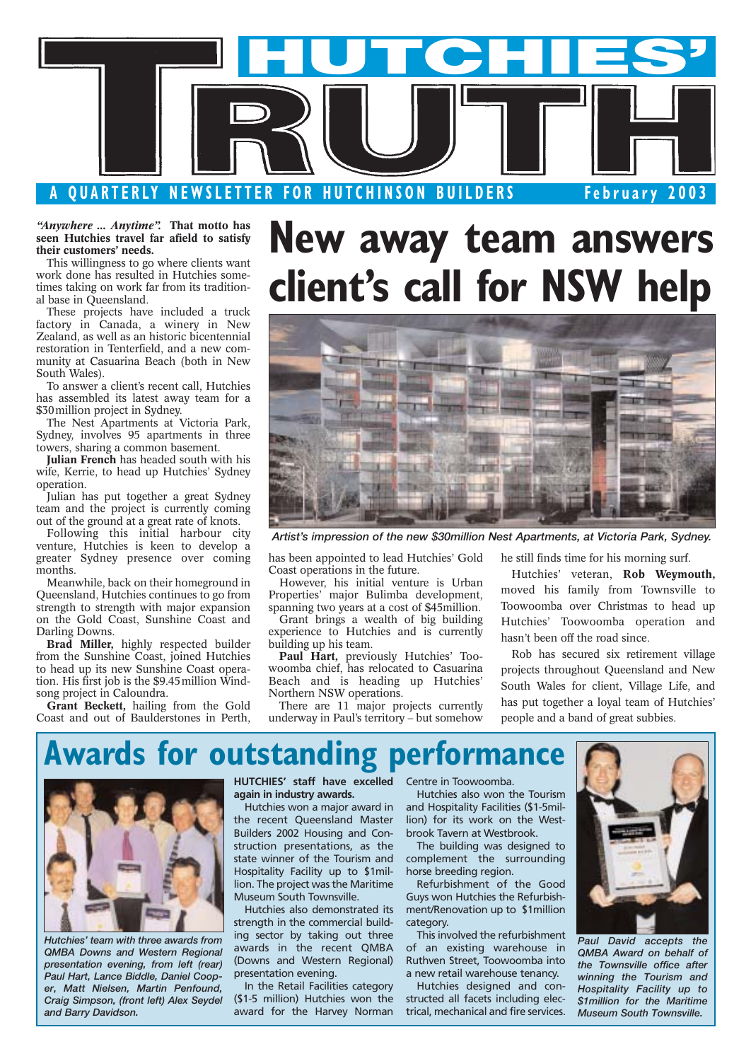# HUTCHIES' TRUTH

**A QUARTERLY NEWSLETTER FOR HUTCHINSON BUILDERS** February 2003

# New away team answers client's call for NSW help

***"Anywhere ... Anytime".* That motto has seen Hutchies travel far afield to satisfy their customers' needs.**

This willingness to go where clients want work done has resulted in Hutchies sometimes taking on work far from its traditional base in Queensland.

These projects have included a truck factory in Canada, a winery in New Zealand, as well as an historic bicentennial restoration in Tenterfield, and a new community at Casuarina Beach (both in New South Wales).

To answer a client's recent call, Hutchies has assembled its latest away team for a $30million project in Sydney.

The Nest Apartments at Victoria Park, Sydney, involves 95 apartments in three towers, sharing a common basement.

**Julian French** has headed south with his wife, Kerrie, to head up Hutchies' Sydney operation.

Julian has put together a great Sydney team and the project is currently coming out of the ground at a great rate of knots.

Following this initial harbour city venture, Hutchies is keen to develop a greater Sydney presence over coming months.

Meanwhile, back on their homeground in Queensland, Hutchies continues to go from strength to strength with major expansion on the Gold Coast, Sunshine Coast and Darling Downs.

**Brad Miller,** highly respected builder from the Sunshine Coast, joined Hutchies to head up its new Sunshine Coast operation. His first job is the $9.45million Windsong project in Caloundra.

**Grant Beckett,** hailing from the Gold Coast and out of Baulderstones in Perth, has been appointed to lead Hutchies' Gold Coast operations in the future.

However, his initial venture is Urban Properties' major Bulimba development, spanning two years at a cost of $45million.

Grant brings a wealth of big building experience to Hutchies and is currently building up his team.

**Paul Hart,** previously Hutchies' Toowoomba chief, has relocated to Casuarina Beach and is heading up Hutchies' Northern NSW operations.

There are 11 major projects currently underway in Paul's territory – but somehow he still finds time for his morning surf.

Hutchies' veteran, **Rob Weymouth,** moved his family from Townsville to Toowoomba over Christmas to head up Hutchies' Toowoomba operation and hasn't been off the road since.

Rob has secured six retirement village projects throughout Queensland and New South Wales for client, Village Life, and has put together a loyal team of Hutchies' people and a band of great subbies.

*Artist's impression of the new $30million Nest Apartments, at Victoria Park, Sydney.*

# Awards for outstanding performance

**HUTCHIES' staff have excelled again in industry awards.**

Hutchies won a major award in the recent Queensland Master Builders 2002 Housing and Construction presentations, as the state winner of the Tourism and Hospitality Facility up to $1million. The project was the Maritime Museum South Townsville.

Hutchies also demonstrated its strength in the commercial building sector by taking out three awards in the recent QMBA (Downs and Western Regional) presentation evening.

In the Retail Facilities category ($1-5 million) Hutchies won the award for the Harvey Norman Centre in Toowoomba.

Hutchies also won the Tourism and Hospitality Facilities ($1-5million) for its work on the Westbrook Tavern at Westbrook.

The building was designed to complement the surrounding horse breeding region.

Refurbishment of the Good Guys won Hutchies the Refurbishment/Renovation up to $1million category.

This involved the refurbishment of an existing warehouse in Ruthven Street, Toowoomba into a new retail warehouse tenancy.

Hutchies designed and constructed all facets including electrical, mechanical and fire services.

*Hutchies' team with three awards from QMBA Downs and Western Regional presentation evening, from left (rear) Paul Hart, Lance Biddle, Daniel Cooper, Matt Nielsen, Martin Penfound, Craig Simpson, (front left) Alex Seydel and Barry Davidson.*

*Paul David accepts the QMBA Award on behalf of the Townsville office after winning the Tourism and Hospitality Facility up to $1million for the Maritime Museum South Townsville.*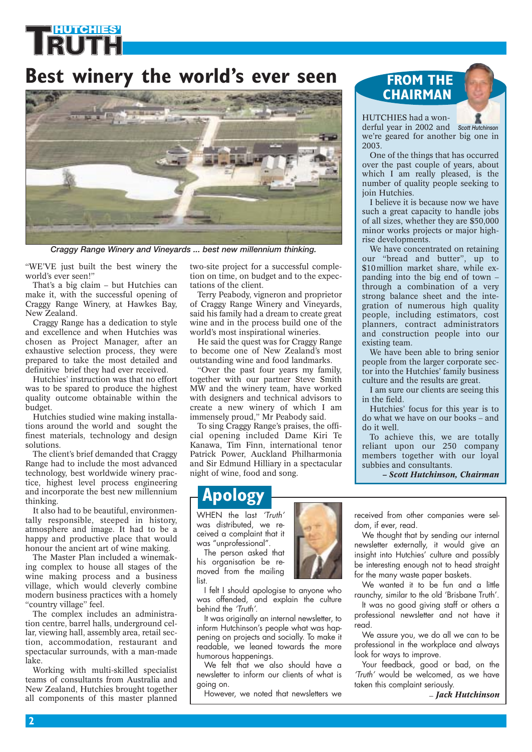# Best winery the world's ever seen

*Craggy Range Winery and Vineyards ... best new millennium thinking.*

"WE'VE just built the best winery the world's ever seen!"

That's a big claim – but Hutchies can make it, with the successful opening of Craggy Range Winery, at Hawkes Bay, New Zealand.

Craggy Range has a dedication to style and excellence and when Hutchies was chosen as Project Manager, after an exhaustive selection process, they were prepared to take the most detailed and definitive brief they had ever received.

Hutchies' instruction was that no effort was to be spared to produce the highest quality outcome obtainable within the budget.

Hutchies studied wine making installations around the world and sought the finest materials, technology and design solutions.

The client's brief demanded that Craggy Range had to include the most advanced technology, best worldwide winery practice, highest level process engineering and incorporate the best new millennium thinking.

It also had to be beautiful, environmentally responsible, steeped in history, atmosphere and image. It had to be a happy and productive place that would honour the ancient art of wine making.

The Master Plan included a winemaking complex to house all stages of the wine making process and a business village, which would cleverly combine modern business practices with a homely "country village" feel.

The complex includes an administration centre, barrel halls, underground cellar, viewing hall, assembly area, retail section, accommodation, restaurant and spectacular surrounds, with a man-made lake.

Working with multi-skilled specialist teams of consultants from Australia and New Zealand, Hutchies brought together all components of this master planned two-site project for a successful completion on time, on budget and to the expectations of the client.

Terry Peabody, vigneron and proprietor of Craggy Range Winery and Vineyards, said his family had a dream to create great wine and in the process build one of the world's most inspirational wineries.

He said the quest was for Craggy Range to become one of New Zealand's most outstanding wine and food landmarks.

"Over the past four years my family, together with our partner Steve Smith MW and the winery team, have worked with designers and technical advisors to create a new winery of which I am immensely proud," Mr Peabody said.

To sing Craggy Range's praises, the official opening included Dame Kiri Te Kanawa, Tim Finn, international tenor Patrick Power, Auckland Philharmonia and Sir Edmund Hilliary in a spectacular night of wine, food and song.

## FROM THE CHAIRMAN

Scott Hutchinson

HUTCHIES had a wonderful year in 2002 and we're geared for another big one in 2003.

One of the things that has occurred over the past couple of years, about which I am really pleased, is the number of quality people seeking to join Hutchies.

I believe it is because now we have such a great capacity to handle jobs of all sizes, whether they are $50,000 minor works projects or major high-rise developments.

We have concentrated on retaining our "bread and butter", up to $10 million market share, while expanding into the big end of town – through a combination of a very strong balance sheet and the integration of numerous high quality people, including estimators, cost planners, contract administrators and construction people into our existing team.

We have been able to bring senior people from the larger corporate sector into the Hutchies' family business culture and the results are great.

I am sure our clients are seeing this in the field.

Hutchies' focus for this year is to do what we have on our books – and do it well.

To achieve this, we are totally reliant upon our 250 company members together with our loyal subbies and consultants.

***– Scott Hutchinson, Chairman***

## Apology

WHEN the last *'Truth'* was distributed, we received a complaint that it was "unprofessional".

The person asked that his organisation be removed from the mailing list.

I felt I should apologise to anyone who was offended, and explain the culture behind the *'Truth'*.

It was originally an internal newsletter, to inform Hutchinson's people what was happening on projects and socially. To make it readable, we leaned towards the more humorous happenings.

We felt that we also should have a newsletter to inform our clients of what is going on.

However, we noted that newsletters we received from other companies were seldom, if ever, read.

We thought that by sending our internal newsletter externally, it would give an insight into Hutchies' culture and possibly be interesting enough not to head straight for the many waste paper baskets.

We wanted it to be fun and a little raunchy, similar to the old 'Brisbane Truth'.

It was no good giving staff or others a professional newsletter and not have it read.

We assure you, we do all we can to be professional in the workplace and always look for ways to improve.

Your feedback, good or bad, on the *'Truth'* would be welcomed, as we have taken this complaint seriously.

***– Jack Hutchinson***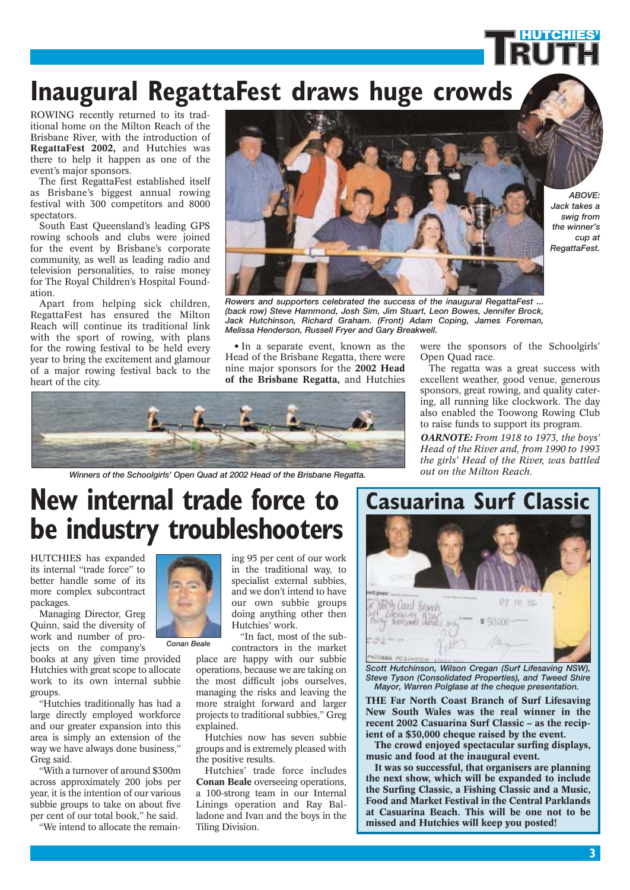# Inaugural RegattaFest draws huge crowds

ROWING recently returned to its traditional home on the Milton Reach of the Brisbane River, with the introduction of **RegattaFest 2002,** and Hutchies was there to help it happen as one of the event's major sponsors.

The first RegattaFest established itself as Brisbane's biggest annual rowing festival with 300 competitors and 8000 spectators.

South East Queensland's leading GPS rowing schools and clubs were joined for the event by Brisbane's corporate community, as well as leading radio and television personalities, to raise money for The Royal Children's Hospital Foundation.

Apart from helping sick children, RegattaFest has ensured the Milton Reach will continue its traditional link with the sport of rowing, with plans for the rowing festival to be held every year to bring the excitement and glamour of a major rowing festival back to the heart of the city.

*Rowers and supporters celebrated the success of the inaugural RegattaFest ... (back row) Steve Hammond, Josh Sim, Jim Stuart, Leon Bowes, Jennifer Brock, Jack Hutchinson, Richard Graham. (Front) Adam Coping, James Foreman, Melissa Henderson, Russell Fryer and Gary Breakwell.*

*ABOVE: Jack takes a swig from the winner's cup at RegattaFest.*

• In a separate event, known as the Head of the Brisbane Regatta, there were nine major sponsors for the **2002 Head of the Brisbane Regatta,** and Hutchies were the sponsors of the Schoolgirls' Open Quad race.

The regatta was a great success with excellent weather, good venue, generous sponsors, great rowing, and quality catering, all running like clockwork. The day also enabled the Toowong Rowing Club to raise funds to support its program.

***OARNOTE:*** *From 1918 to 1973, the boys' Head of the River and, from 1990 to 1993 the girls' Head of the River, was battled out on the Milton Reach.*

*Winners of the Schoolgirls' Open Quad at 2002 Head of the Brisbane Regatta.*

# New internal trade force to be industry troubleshooters

HUTCHIES has expanded its internal "trade force" to better handle some of its more complex subcontract packages.

Managing Director, Greg Quinn, said the diversity of work and number of projects on the company's books at any given time provided Hutchies with great scope to allocate work to its own internal subbie groups.

"Hutchies traditionally has had a large directly employed workforce and our greater expansion into this area is simply an extension of the way we have always done business," Greg said.

"With a turnover of around $300m across approximately 200 jobs per year, it is the intention of our various subbie groups to take on about five per cent of our total book," he said.

"We intend to allocate the remaining 95 per cent of our work in the traditional way, to specialist external subbies, and we don't intend to have our own subbie groups doing anything other then Hutchies' work.

*Conan Beale*

"In fact, most of the subcontractors in the market place are happy with our subbie operations, because we are taking on the most difficult jobs ourselves, managing the risks and leaving the more straight forward and larger projects to traditional subbies," Greg explained.

Hutchies now has seven subbie groups and is extremely pleased with the positive results.

Hutchies' trade force includes **Conan Beale** overseeing operations, a 100-strong team in our Internal Linings operation and Ray Balladone and Ivan and the boys in the Tiling Division.

## Casuarina Surf Classic

*Scott Hutchinson, Wilson Cregan (Surf Lifesaving NSW), Steve Tyson (Consolidated Properties), and Tweed Shire Mayor, Warren Polglase at the cheque presentation.*

**THE Far North Coast Branch of Surf Lifesaving New South Wales was the real winner in the recent 2002 Casuarina Surf Classic – as the recipient of a $30,000 cheque raised by the event.**

**The crowd enjoyed spectacular surfing displays, music and food at the inaugural event.**

**It was so successful, that organisers are planning the next show, which will be expanded to include the Surfing Classic, a Fishing Classic and a Music, Food and Market Festival in the Central Parklands at Casuarina Beach. This will be one not to be missed and Hutchies will keep you posted!**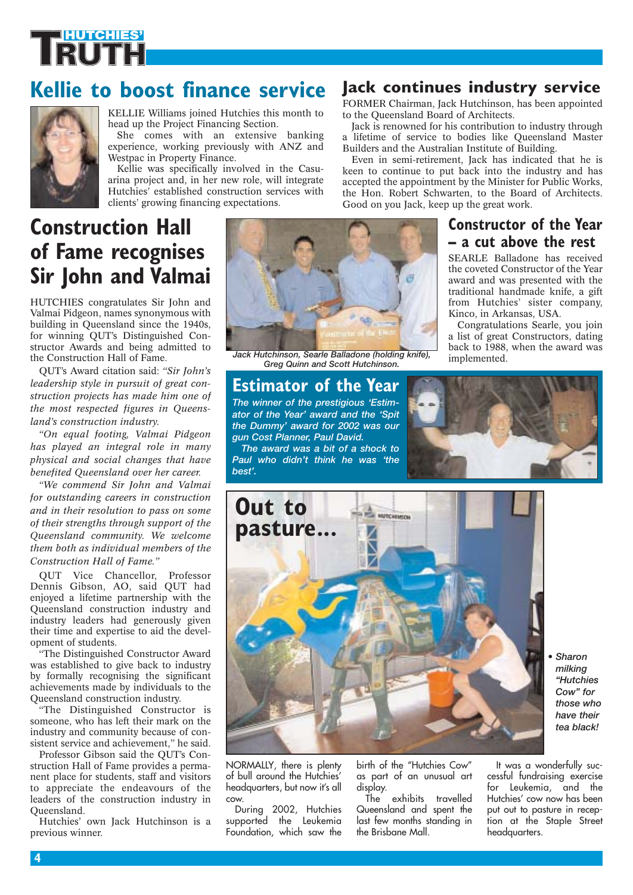## Kellie to boost finance service

KELLIE Williams joined Hutchies this month to head up the Project Financing Section.

She comes with an extensive banking experience, working previously with ANZ and Westpac in Property Finance.

Kellie was specifically involved in the Casuarina project and, in her new role, will integrate Hutchies' established construction services with clients' growing financing expectations.

## Jack continues industry service

FORMER Chairman, Jack Hutchinson, has been appointed to the Queensland Board of Architects.

Jack is renowned for his contribution to industry through a lifetime of service to bodies like Queensland Master Builders and the Australian Institute of Building.

Even in semi-retirement, Jack has indicated that he is keen to continue to put back into the industry and has accepted the appointment by the Minister for Public Works, the Hon. Robert Schwarten, to the Board of Architects. Good on you Jack, keep up the great work.

## Construction Hall of Fame recognises Sir John and Valmai

HUTCHIES congratulates Sir John and Valmai Pidgeon, names synonymous with building in Queensland since the 1940s, for winning QUT's Distinguished Constructor Awards and being admitted to the Construction Hall of Fame.

QUT's Award citation said: *"Sir John's leadership style in pursuit of great construction projects has made him one of the most respected figures in Queensland's construction industry.*

*"On equal footing, Valmai Pidgeon has played an integral role in many physical and social changes that have benefited Queensland over her career.*

*"We commend Sir John and Valmai for outstanding careers in construction and in their resolution to pass on some of their strengths through support of the Queensland community. We welcome them both as individual members of the Construction Hall of Fame."*

QUT Vice Chancellor, Professor Dennis Gibson, AO, said QUT had enjoyed a lifetime partnership with the Queensland construction industry and industry leaders had generously given their time and expertise to aid the development of students.

"The Distinguished Constructor Award was established to give back to industry by formally recognising the significant achievements made by individuals to the Queensland construction industry.

"The Distinguished Constructor is someone, who has left their mark on the industry and community because of consistent service and achievement," he said.

Professor Gibson said the QUT's Construction Hall of Fame provides a permanent place for students, staff and visitors to appreciate the endeavours of the leaders of the construction industry in Queensland.

Hutchies' own Jack Hutchinson is a previous winner.

*Jack Hutchinson, Searle Balladone (holding knife), Greg Quinn and Scott Hutchinson.*

## Constructor of the Year – a cut above the rest

SEARLE Balladone has received the coveted Constructor of the Year award and was presented with the traditional handmade knife, a gift from Hutchies' sister company, Kinco, in Arkansas, USA.

Congratulations Searle, you join a list of great Constructors, dating back to 1988, when the award was implemented.

## Estimator of the Year

*The winner of the prestigious 'Estimator of the Year' award and the 'Spit the Dummy' award for 2002 was our gun Cost Planner, Paul David.*

*The award was a bit of a shock to Paul who didn't think he was 'the best'.*

## Out to pasture...

*• Sharon milking "Hutchies Cow" for those who have their tea black!*

NORMALLY, there is plenty of bull around the Hutchies' headquarters, but now it's all cow.

During 2002, Hutchies supported the Leukemia Foundation, which saw the birth of the "Hutchies Cow" as part of an unusual art display.

The exhibits travelled Queensland and spent the last few months standing in the Brisbane Mall.

It was a wonderfully successful fundraising exercise for Leukemia, and the Hutchies' cow now has been put out to pasture in reception at the Staple Street headquarters.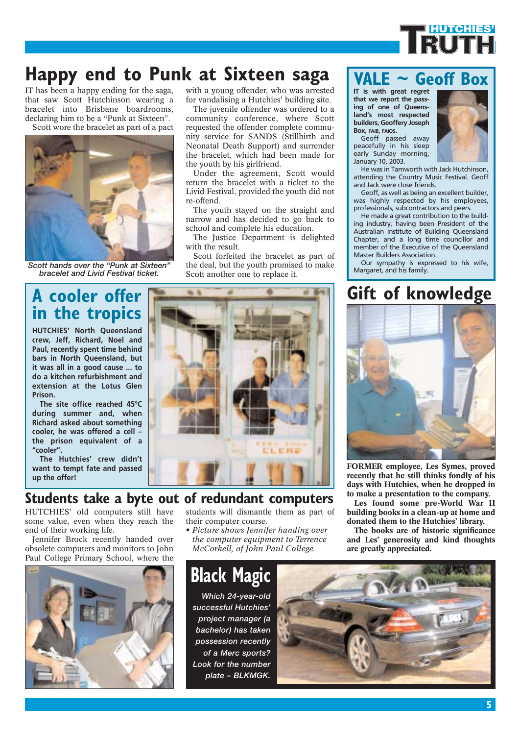# Happy end to Punk at Sixteen saga

IT has been a happy ending for the saga, that saw Scott Hutchinson wearing a bracelet into Brisbane boardrooms, declaring him to be a "Punk at Sixteen".

Scott wore the bracelet as part of a pact with a young offender, who was arrested for vandalising a Hutchies' building site.

*Scott hands over the "Punk at Sixteen" bracelet and Livid Festival ticket.*

The juvenile offender was ordered to a community conference, where Scott requested the offender complete community service for SANDS (Stillbirth and Neonatal Death Support) and surrender the bracelet, which had been made for the youth by his girlfriend.

Under the agreement, Scott would return the bracelet with a ticket to the Livid Festival, provided the youth did not re-offend.

The youth stayed on the straight and narrow and has decided to go back to school and complete his education.

The Justice Department is delighted with the result.

Scott forfeited the bracelet as part of the deal, but the youth promised to make Scott another one to replace it.

## VALE ~ Geoff Box

**IT is with great regret that we report the passing of one of Queensland's most respected builders, Geoffery Joseph Box, FAIB, FAIQS.**

Geoff passed away peacefully in his sleep early Sunday morning, January 10, 2003.

He was in Tamworth with Jack Hutchinson, attending the Country Music Festival. Geoff and Jack were close friends.

Geoff, as well as being an excellent builder, was highly respected by his employees, professionals, subcontractors and peers.

He made a great contribution to the building industry, having been President of the Australian Institute of Building Queensland Chapter, and a long time councillor and member of the Executive of the Queensland Master Builders Association.

Our sympathy is expressed to his wife, Margaret, and his family.

## A cooler offer in the tropics

**HUTCHIES' North Queensland crew, Jeff, Richard, Noel and Paul, recently spent time behind bars in North Queensland, but it was all in a good cause ... to do a kitchen refurbishment and extension at the Lotus Glen Prison.**

**The site office reached 45°C during summer and, when Richard asked about something cooler, he was offered a cell – the prison equivalent of a "cooler".**

**The Hutchies' crew didn't want to tempt fate and passed up the offer!**

## Gift of knowledge

**FORMER employee, Les Symes, proved recently that he still thinks fondly of his days with Hutchies, when he dropped in to make a presentation to the company.**

**Les found some pre-World War II building books in a clean-up at home and donated them to the Hutchies' library.**

**The books are of historic significance and Les' generosity and kind thoughts are greatly appreciated.**

## Students take a byte out of redundant computers

HUTCHIES' old computers still have some value, even when they reach the end of their working life.

Jennifer Brock recently handed over obsolete computers and monitors to John Paul College Primary School, where the students will dismantle them as part of their computer course.

- *Picture shows Jennifer handing over the computer equipment to Terrence McCorkell, of John Paul College.*

## Black Magic

*Which 24-year-old successful Hutchies' project manager (a bachelor) has taken possession recently of a Merc sports? Look for the number plate – BLKMGK.*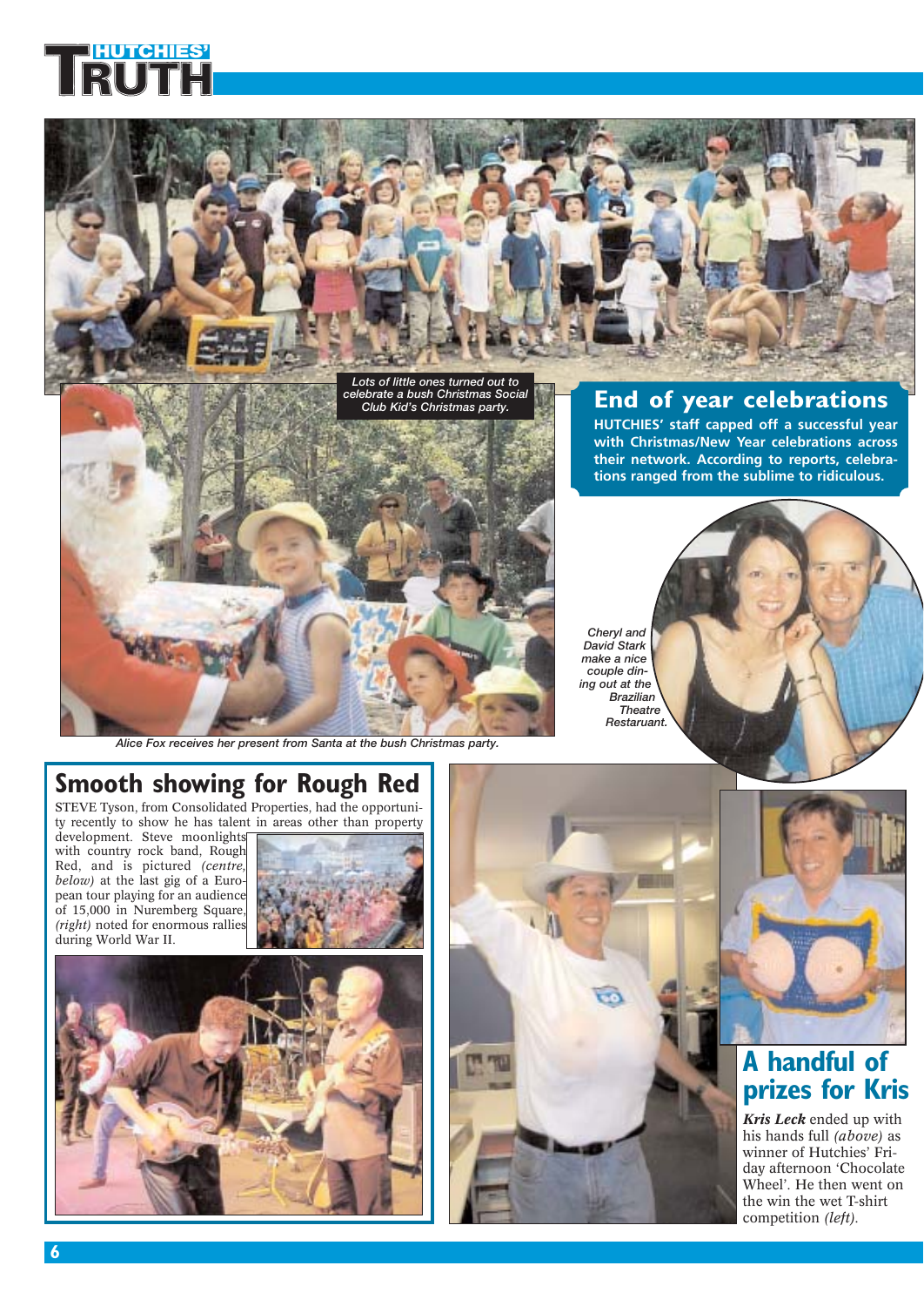Lots of little ones turned out to celebrate a bush Christmas Social Club Kid's Christmas party.

## End of year celebrations

**HUTCHIES' staff capped off a successful year with Christmas/New Year celebrations across their network. According to reports, celebrations ranged from the sublime to ridiculous.**

Alice Fox receives her present from Santa at the bush Christmas party.

Cheryl and David Stark make a nice couple dining out at the Brazilian Theatre Restaurant.

## Smooth showing for Rough Red

STEVE Tyson, from Consolidated Properties, had the opportunity recently to show he has talent in areas other than property development. Steve moonlights with country rock band, Rough Red, and is pictured *(centre, below)* at the last gig of a European tour playing for an audience of 15,000 in Nuremberg Square, *(right)* noted for enormous rallies during World War II.

## A handful of prizes for Kris

***Kris Leck*** ended up with his hands full *(above)* as winner of Hutchies' Friday afternoon 'Chocolate Wheel'. He then went on the win the wet T-shirt competition *(left)*.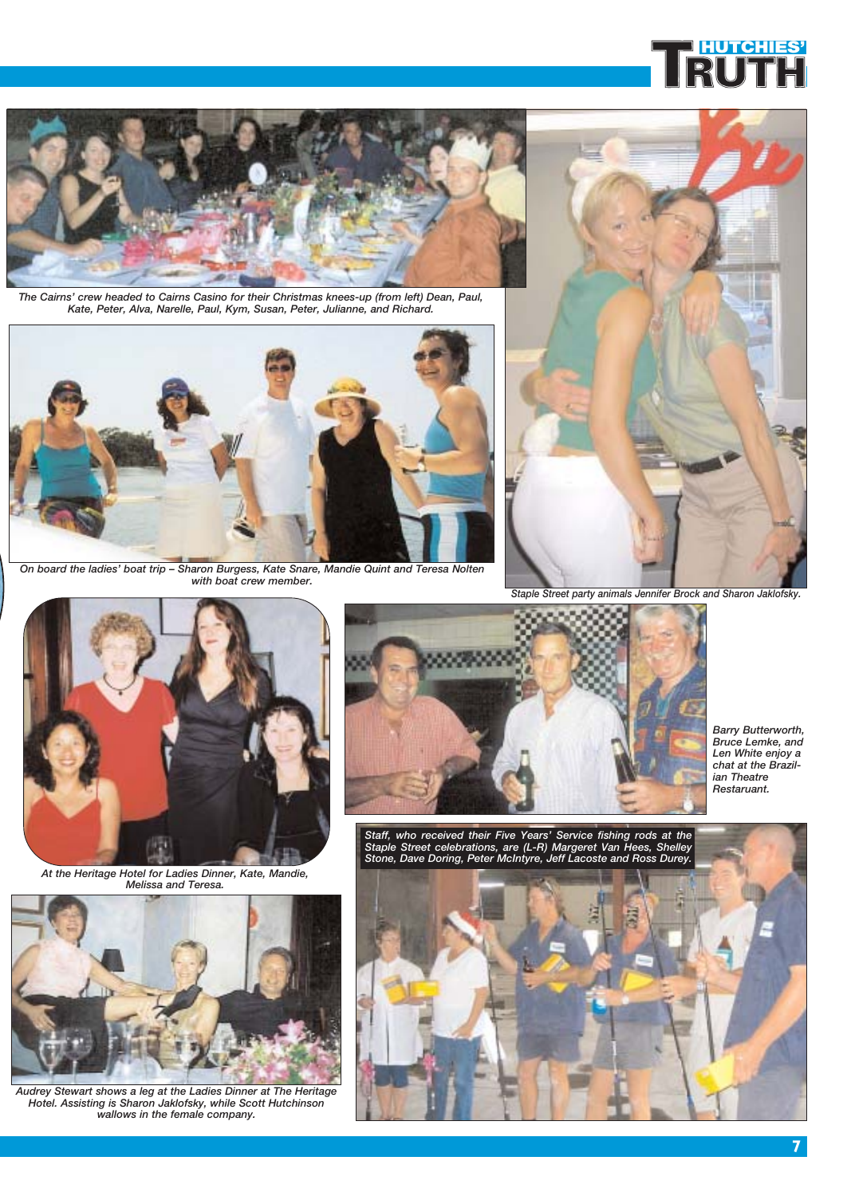The Cairns' crew headed to Cairns Casino for their Christmas knees-up (from left) Dean, Paul, Kate, Peter, Alva, Narelle, Paul, Kym, Susan, Peter, Julianne, and Richard.

On board the ladies' boat trip – Sharon Burgess, Kate Snare, Mandie Quint and Teresa Nolten with boat crew member.

Staple Street party animals Jennifer Brock and Sharon Jaklofsky.

At the Heritage Hotel for Ladies Dinner, Kate, Mandie, Melissa and Teresa.

Barry Butterworth, Bruce Lemke, and Len White enjoy a chat at the Brazilian Theatre Restaruant.

Audrey Stewart shows a leg at the Ladies Dinner at The Heritage Hotel. Assisting is Sharon Jaklofsky, while Scott Hutchinson wallows in the female company.

Staff, who received their Five Years' Service fishing rods at the Staple Street celebrations, are (L-R) Margeret Van Hees, Shelley Stone, Dave Doring, Peter McIntyre, Jeff Lacoste and Ross Durey.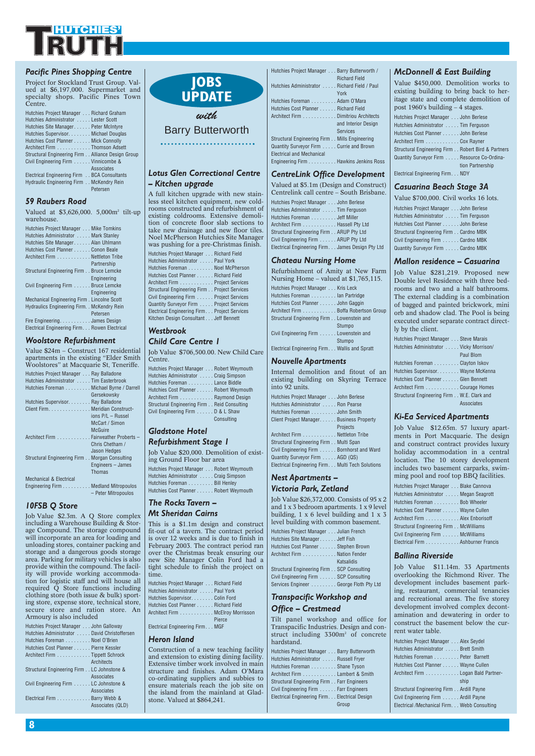# HUTCHIES' TRUTH

# JOBS UPDATE

*with* Barry Butterworth

## Pacific Pines Shopping Centre

Project for Stockland Trust Group. Valued at $6,197,000. Supermarket and specialty shops. Pacific Pines Town Centre.

- Hutchies Project Manager . . . Richard Graham
- Hutchies Administrator . . . . . Lester Scott
- Hutchies Site Manager. . . . . . Peter McIntyre
- Hutchies Supervisor. . . . . . . . Michael Douglas
- Hutchies Cost Planner . . . . . . Mick Connolly
- Architect Firm . . . . . . . . . . . . Thomson Adsett
- Structural Engineering Firm . . Alliance Design Group
- Civil Engineering Firm . . . . . . Vinnicombe & Associates
- Electrical Engineering Firm . . BCA Consultants
- Hydraulic Engineering Firm . . McKendry Rein Petersen

## 59 Raubers Road

Valued at $3,626,000. 5,000m² tilt-up warehouse.

- Hutchies Project Manager . . . Mike Tomkins
- Hutchies Administrator . . . . . Mark Stanley
- Hutchies Site Manager. . . . . . Alan Uhlmann
- Hutchies Cost Planner . . . . . . Conon Beale
- Architect Firm . . . . . . . . . . . . Nettleton Tribe Partnership
- Structural Engineering Firm . . Bruce Lemcke Engineering
- Civil Engineering Firm . . . . . . Bruce Lemcke Engineering
- Mechanical Engineering Firm . Lincolne Scott
- Hydraulics Engineering Firm. . McKendry Rein Petersen
- Fire Engineering. . . . . . . . . . . James Design
- Electrical Engineering Firm . . . Rowen Electrical

## Woolstore Refurbishment

Value $24m – Construct 167 residential apartments in the existing "Elder Smith Woolstores" at Macquarie St, Teneriffe.

- Hutchies Project Manager . . . Ray Balladone
- Hutchies Administrator . . . . . Tim Easterbrook
- Hutchies Foreman . . . . . . . . . Michael Byrne / Darrell Gersekowsky
- Hutchies Supervisor. . . . . . . . Ray Balladone
- Client Firm. . . . . . . . . . . . . . . Meridian Constructions P/L – Russel McCart / Simon McGuire
- Architect Firm . . . . . . . . . . . . Fairweather Proberts – Chris Chetham / Jason Hedges
- Structural Engineering Firm . . Morgan Consulting Engineers – James Thomas
- Mechanical & Electrical Engineering Firm . . . . . . . . . . Medland Mitropoulos – Peter Mitropoulos

## 10FSB Q Store

Job Value $2.3m. A Q Store complex including a Warehouse Building & Storage Compound. The storage compound will incorporate an area for loading and unloading stores, container packing and storage and a dangerous goods storage area. Parking for military vehicles is also provide within the compound. The facility will provide working accommodation for logistic staff and will house all required Q Store functions including clothing store (both issue & bulk) sporting store, expense store, technical store, secure store and ration store. An Armoury is also included

- Hutchies Project Manager . . . John Galloway
- Hutchies Administrator . . . . . David Christoffersen
- Hutchies Foreman . . . . . . . . . Noel O'Brien
- Hutchies Cost Planner . . . . . . Pierre Kessler
- Architect Firm . . . . . . . . . . . . Tippett Schrock Architects
- Structural Engineering Firm . . LC Johnstone & Associates
- Civil Engineering Firm . . . . . . LC Johnstone & Associates
- Electrical Firm . . . . . . . . . . . . Barry Webb & Associates (QLD)

## Lotus Glen Correctional Centre – Kitchen upgrade

A full kitchen upgrade with new stainless steel kitchen equipment, new coldrooms constructed and refurbishment of existing coldrooms. Extensive demolition of concrete floor slab sections to take new drainage and new floor tiles. Noel McPherson Hutchies Site Manager was pushing for a pre-Christmas finish.

- Hutchies Project Manager . . . Richard Field
- Hutchies Administrator . . . . . Paul York
- Hutchies Foreman . . . . . . . . . Noel McPherson
- Hutchies Cost Planner . . . . . . Richard Field
- Architect Firm . . . . . . . . . . . . Project Services
- Structural Engineering Firm . . Project Services
- Civil Engineering Firm . . . . . . Project Services
- Quantity Surveyor Firm . . . . . Project Services
- Electrical Engineering Firm. . . Project Services
- Kitchen Design Consultant . . . Jeff Bennett

## Westbrook Child Care Centre 1

Job Value $706,500.00. New Child Care Centre.

- Hutchies Project Manager . . . Robert Weymouth
- Hutchies Administrator . . . . . Craig Simpson
- Hutchies Foreman . . . . . . . . . Lance Biddle
- Hutchies Cost Planner . . . . . . Robert Weymouth
- Architect Firm . . . . . . . . . . . . Raymond Design
- Structural Engineering Firm . . Reid Consulting
- Civil Engineering Firm . . . . . . D & L Shaw Consulting

## Gladstone Hotel Refurbishment Stage 1

Job Value $20,000. Demolition of existing Ground Floor bar area

- Hutchies Project Manager . . . Robert Weymouth
- Hutchies Administrator . . . . . Craig Simpson
- Hutchies Foreman . . . . . . . . . Bill Henley
- Hutchies Cost Planner . . . . . . Robert Weymouth

## The Rocks Tavern – Mt Sheridan Cairns

This is a $1.1m design and construct fit-out of a tavern. The contract period is over 12 weeks and is due to finish in February 2003. The contract period ran over the Christmas break ensuring our new Site Manager Colin Ford had a tight schedule to finish the project on time.

- Hutchies Project Manager . . . Richard Field
- Hutchies Administrator . . . . . Paul York
- Hutchies Supervisor. . . . . . . . Colin Ford
- Hutchies Cost Planner . . . . . . Richard Field
- Architect Firm . . . . . . . . . . . . McElroy Morrisson Pierce
- Electrical Engineering Firm. . . MGF

## Heron Island

Construction of a new teaching facility and extension to existing dining facility. Extensive timber work involved in main structure and finishes. Adam O'Mara co-ordinating suppliers and subbies to ensure materials reach the job site on the island from the mainland at Gladstone. Valued at $864,241.

- Hutchies Project Manager . . . Barry Butterworth / Richard Field
- Hutchies Administrator . . . . . Richard Field / Paul York
- Hutchies Foreman . . . . . . . . . Adam O'Mara
- Hutchies Cost Planner . . . . . . Richard Field
- Architect Firm . . . . . . . . . . . . Dimitriou Architects and Interior Design Services
- Structural Engineering Firm . . Mills Engineering
- Quantity Surveyor Firm . . . . . Currie and Brown
- Electrical and Mechanical Engineering Firm . . . . . . . . . . Hawkins Jenkins Ross

## CentreLink Office Development

Valued at $5.1m (Design and Construct) Centrelink call centre – South Brisbane.

- Hutchies Project Manager . . . John Berlese
- Hutchies Administrator . . . . . Tim Ferguson
- Hutchies Foreman . . . . . . . . . Jeff Miller
- Architect Firm . . . . . . . . . . . . Hassell Pty Ltd
- Structural Engineering Firm . . ARUP Pty Ltd
- Civil Engineering Firm . . . . . . ARUP Pty Ltd
- Electrical Engineering Firm. . . James Design Pty Ltd

## Chateau Nursing Home

Refurbishment of Amity at New Farm Nursing Home – valued at $1,765,115.

- Hutchies Project Manager . . . Kris Leck
- Hutchies Foreman . . . . . . . . . Ian Partridge
- Hutchies Cost Planner . . . . . . John Gaggin
- Architect Firm . . . . . . . . . . . . Boffa Robertson Group
- Structural Engineering Firm . . Lowenstein and Stumpo
- Civil Engineering Firm . . . . . . Lowenstein and Stumpo
- Electrical Engineering Firm. . . Wallis and Spratt

## Nouvelle Apartments

Internal demolition and fitout of an existing building on Skyring Terrace into 92 units.

- Hutchies Project Manager . . . John Berlese
- Hutchies Administrator . . . . . Ron Pearse
- Hutchies Foreman . . . . . . . . . John Smith
- Client Project Manager. . . . . . Business Property Projects
- Architect Firm . . . . . . . . . . . . Nettleton Tribe
- Structural Engineering Firm . . Multi Span
- Civil Engineering Firm . . . . . . Bornhorst and Ward
- Quantity Surveyor Firm . . . . . AGD (QS)
- Electrical Engineering Firm. . . Multi Tech Solutions

## Nest Apartments – Victoria Park, Zetland

Job Value $26,327,000. Consists of 95 x 2 and 1 x 3 bedroom apartments. 1 x 9 level building, 1 x 6 level building and 1 x 3 level building with common basement.

- Hutchies Project Manager . . . Julian French
- Hutchies Site Manager. . . . . . Jeff Fish
- Hutchies Cost Planner . . . . . . Stephen Brown
- Architect Firm . . . . . . . . . . . . Nation Fender Katsalidis
- Structural Engineering Firm . . SCP Consulting
- Civil Engineering Firm . . . . . . SCP Consulting
- Services Engineer . . . . . . . . . George Floth Pty Ltd

## Transpacific Workshop and Office – Crestmead

Tilt panel workshop and office for Transpacific Industries. Design and construct including 3300m² of concrete hardstand.

- Hutchies Project Manager . . . Barry Butterworth
- Hutchies Administrator . . . . . Russell Fryer
- Hutchies Foreman . . . . . . . . . Shane Tyson
- Architect Firm . . . . . . . . . . . . Lambert & Smith
- Structural Engineering Firm . . Farr Engineers
- Civil Engineering Firm . . . . . . Farr Engineers
- Electrical Engineering Firm. . . Electrical Design Group

## McDonnell & East Building

Value $450,000. Demolition works to existing building to bring back to heritage state and complete demolition of post 1960's building – 4 stages.

- Hutchies Project Manager . . . John Berlese
- Hutchies Administrator . . . . . Tim Ferguson
- Hutchies Cost Planner . . . . . . John Berlese
- Architect Firm . . . . . . . . . . . . Cox Rayner
- Structural Engineering Firm . . Robert Bird & Partners
- Quantity Surveyor Firm . . . . . Resource Co-Ordination Partnership
- Electrical Engineering Firm. . . NDY

## Casuarina Beach Stage 3A

Value $700,000. Civil works 16 lots.

- Hutchies Project Manager . . . John Berlese
- Hutchies Administrator . . . . . Tim Ferguson
- Hutchies Cost Planner . . . . . . John Berlese
- Structural Engineering Firm . . Cardno MBK
- Civil Engineering Firm . . . . . . Cardno MBK
- Quantity Surveyor Firm . . . . . Cardno MBK

## Mallon residence – Casuarina

Job Value $281,219. Proposed new Double level Residence with three bedrooms and two and a half bathrooms. The external cladding is a combination of bagged and painted brickwork, mini orb and shadow clad. The Pool is being executed under separate contract directly by the client.

- Hutchies Project Manager . . . Steve Marais
- Hutchies Administrator . . . . . Vicky Morrison/ Paul Blom
- Hutchies Foreman . . . . . . . . . Clayton Iskov
- Hutchies Supervisor. . . . . . . . Wayne McKenna
- Hutchies Cost Planner . . . . . . Glen Bennett
- Architect Firm . . . . . . . . . . . . Courage Homes
- Structural Engineering Firm . . W.E. Clark and Associates

## Ki-Ea Serviced Apartments

Job Value $12.65m. 57 luxury apartments in Port Macquarie. The design and construct contract provides luxury holiday accommodation in a central location. The 10 storey development includes two basement carparks, swimming pool and roof top BBQ facilities.

- Hutchies Project Manager . . . Blake Cannova
- Hutchies Administrator . . . . . Megan Seagroft
- Hutchies Foreman . . . . . . . . . Bob Wheeler
- Hutchies Cost Planner . . . . . . Wayne Cullen
- Architect Firm . . . . . . . . . . . . Alex Enborisoff
- Structural Engineering Firm . . McWilliams
- Civil Engineering Firm . . . . . . McWilliams
- Electrical Firm . . . . . . . . . . . . Ashburner Francis

## Ballina Riverside

Job Value $11.14m. 33 Apartments overlooking the Richmond River. The development includes basement parking, restaurant, commercial tenancies and recreational areas. The five storey development involved complex decontamination and dewatering in order to construct the basement below the current water table.

- Hutchies Project Manager . . . Alex Seydel
- Hutchies Administrator . . . . . Brett Smith
- Hutchies Foreman . . . . . . . . . Peter Barnett
- Hutchies Cost Planner . . . . . . Wayne Cullen
- Architect Firm . . . . . . . . . . . . Logan Bald Partnership
- Structural Engineering Firm . . Ardill Payne
- Civil Engineering Firm . . . . . . Ardill Payne
- Electrical /Mechanical Firm. . . Webb Consulting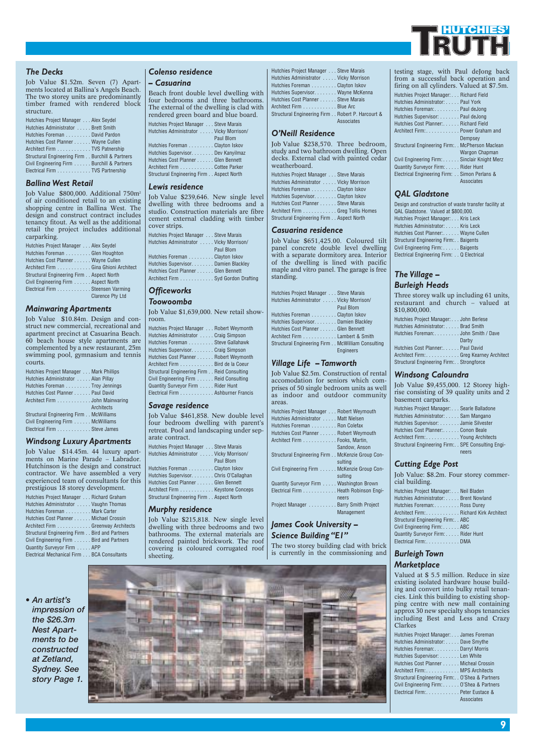## The Decks

Job Value $1.52m. Seven (7) Apartments located at Ballina's Angels Beach. The two storey units are predominantly timber framed with rendered block structure.

Hutchies Project Manager . . . Alex Seydel
Hutchies Administrator . . . . . Brett Smith
Hutchies Foreman . . . . . . . . . David Pardon
Hutchies Cost Planner . . . . . . Wayne Cullen
Architect Firm . . . . . . . . . . . . TVS Patnership
Structural Engineering Firm . . Burchill & Partners
Civil Engineering Firm . . . . . . Burchill & Partners
Electrical Firm . . . . . . . . . . . . TVS Partnership

## Ballina West Retail

Job Value $800,000. Additional 750m[2] of air conditioned retail to an existing shopping centre in Ballina West. The design and construct contract includes tenancy fitout. As well as the additional retail the project includes additional carparking.

Hutchies Project Manager . . . Alex Seydel
Hutchies Foreman . . . . . . . . . Glen Houghton
Hutchies Cost Planner . . . . . . Wayne Cullen
Architect Firm . . . . . . . . . . . . Gina Ghioni Architect
Structural Engineering Firm . . Aspect North
Civil Engineering Firm . . . . . . Aspect North
Electrical Firm . . . . . . . . . . . . Steensen Varming Clarence Pty Ltd

## Mainwaring Apartments

Job Value $10.84m. Design and construct new commercial, recreational and apartment precint at Casuarina Beach. 60 beach house style apartments are complemented by a new restaurant, 25m swimming pool, gymnasium and tennis courts.

Hutchies Project Manager . . . Mark Phillips
Hutchies Administrator . . . . . Alan Pillay
Hutchies Foreman . . . . . . . . . Troy Jennings
Hutchies Cost Planner . . . . . . Paul David
Architect Firm . . . . . . . . . . . . John Mainwaring Architects
Structural Engineering Firm . . McWilliams
Civil Engineering Firm . . . . . . McWilliams
Electrical Firm . . . . . . . . . . . . Steve James

## Windsong Luxury Apartments

Job Value $14.45m. 44 luxury apartments on Marine Parade – Labrador. Hutchinson is the design and construct contractor. We have assembled a very experienced team of consultants for this prestigious 18 storey development.

Hutchies Project Manager . . . Richard Graham
Hutchies Administrator . . . . . Vaughn Thomas
Hutchies Foreman . . . . . . . . . Mark Carter
Hutchies Cost Planner . . . . . . Michael Crossin
Architect Firm . . . . . . . . . . . . Greenway Architects
Structural Engineering Firm . . Bird and Partners
Civil Engineering Firm . . . . . . Bird and Partners
Quantity Surveyor Firm . . . . . APP
Electrical Mechanical Firm . . . BCA Consultants

## Colenso residence – Casuarina

Beach front double level dwelling with four bedrooms and three bathrooms. The external of the dwelling is clad with rendered green board and blue board.

Hutchies Project Manager . . . Steve Marais
Hutchies Administrator . . . . . Vicky Morrison/ Paul Blom
Hutchies Foreman . . . . . . . . . Clayton Iskov
Hutchies Supervisor. . . . . . . . Dev Kanyilmaz
Hutchies Cost Planner . . . . . . Glen Bennett
Architect Firm . . . . . . . . . . . . Cottee Parker
Structural Engineering Firm . . Aspect North

## Lewis residence

Job Value $239,646. New single level dwelling with three bedrooms and a studio. Construction materials are fibre cement external cladding with timber cover strips.

Hutchies Project Manager . . . Steve Marais
Hutchies Administrator . . . . . Vicky Morrison/ Paul Blom
Hutchies Foreman . . . . . . . . . Clayton Iskov
Hutchies Supervisor. . . . . . . . Damien Blackley
Hutchies Cost Planner . . . . . . Glen Bennett
Architect Firm . . . . . . . . . . . . Syd Gordon Drafting

## Officeworks Toowoomba

Job Value $1,639,000. New retail showroom.

Hutchies Project Manager . . . Robert Weymonth
Hutchies Administrator . . . . . Craig Simpson
Hutchies Foreman . . . . . . . . . Steve Gallahawk
Hutchies Supervisor. . . . . . . . Craig Simpson
Hutchies Cost Planner . . . . . . Robert Weymonth
Architect Firm . . . . . . . . . . . . Bird de la Coeur
Structural Engineering Firm . . Reid Consulting
Civil Engineering Firm . . . . . . Reid Consulting
Quantity Surveyor Firm . . . . . Rider Hunt
Electrical Firm . . . . . . . . . . . . Ashburner Francis

## Savage residence

Job Value $461,858. New double level four bedroom dwelling with parent's retreat. Pool and landscaping under separate contract.

Hutchies Project Manager . . . Steve Marais
Hutchies Administrator . . . . . Vicky Morrison/ Paul Blom
Hutchies Foreman . . . . . . . . . Clayton Iskov
Hutchies Supervisor. . . . . . . . Chris O'Callaghan
Hutchies Cost Planner . . . . . . Glen Bennett
Architect Firm . . . . . . . . . . . . Keystone Conceps
Structural Engineering Firm . . Aspect North

## Murphy residence

Job Value $215,818. New single level dwelling with three bedrooms and two bathrooms. The external materials are rendered painted brickwork. The roof covering is coloured corrugated roof sheeting.

Hutchies Project Manager . . . Steve Marais
Hutchies Administrator . . . . . Vicky Morrison
Hutchies Foreman . . . . . . . . . Clayton Iskov
Hutchies Supervisor. . . . . . . . Wayne McKenna
Hutchies Cost Planner . . . . . . Steve Marais
Architect Firm . . . . . . . . . . . . Blue Arc
Structural Engineering Firm . . Robert P. Harcourt & Associates

## O'Neill Residence

Job Value $238,570. Three bedroom, study and two bathroom dwelling. Open decks. External clad with painted cedar weatherboard.

Hutchies Project Manager . . . Steve Marais
Hutchies Administrator . . . . . Vicky Morrison
Hutchies Foreman . . . . . . . . . Clayton Iskov
Hutchies Supervisor. . . . . . . . Clayton Iskov
Hutchies Cost Planner . . . . . . Steve Marais
Architect Firm . . . . . . . . . . . . Greg Tollis Homes
Structural Engineering Firm . . Aspect North

## Casuarina residence

Job Value $651,425.00. Coloured tilt panel concrete double level dwelling with a separate dormitory area. Interior of the dwelling is lined with pacific maple and vitro panel. The garage is free standing.

Hutchies Project Manager . . . Steve Marais
Hutchies Administrator . . . . . Vicky Morrison/ Paul Blom
Hutchies Foreman . . . . . . . . . Clayton Iskov
Hutchies Supervisor. . . . . . . . Damien Blackley
Hutchies Cost Planner . . . . . . Glen Bennett
Architect Firm . . . . . . . . . . . . Lambert & Smith
Structural Engineering Firm . . McWilliam Consulting Engineers

## Village Life – Tamworth

Job Value $2.5m. Construction of rental accomodation for seniors which comprises of 50 single bedroom units as well as indoor and outdoor community areas.

Hutchies Project Manager . . . Robert Weymouth
Hutchies Administrator . . . . . Matt Nielsen
Hutchies Foreman . . . . . . . . . Ron Colefax
Hutchies Cost Planner . . . . . . Robert Weymouth
Architect Firm . . . . . . . . . . . . Fooks, Martin, Sandow, Anson
Structural Engineering Firm . . McKenzie Group Consulting
Civil Engineering Firm . . . . . . McKenzie Group Consulting
Quantity Surveyor Firm . . . . . Washington Brown
Electrical Firm . . . . . . . . . . . . Heath Robinson Engineers
Project Manager . . . . . . . . . . Barry Smith Project Management

## James Cook University – Science Building "E1"

The two storey building clad with brick is currently in the commissioning and testing stage, with Paul deJong back from a successful back operation and firing on all cylinders. Valued at $7.5m.

Hutchies Project Manager: . . . Richard Field
Hutchies Administrator: . . . . . Paul York
Hutchies Foreman: . . . . . . . . . Paul deJong
Hutchies Supervisor. . . . . . . . Paul deJong
Hutchies Cost Planner: . . . . . . Richard Field
Architect Firm: . . . . . . . . . . . . Power Graham and Dempsey
Structural Engineering Firm: . . McPherson Maclean Wargon Chapman
Civil Engineering Firm: . . . . . . Sinclair Knight Merz
Quantity Surveyor Firm: . . . . . Rider Hunt
Electrical Engineering Firm: . . Simon Perlans & Associates

## QAL Gladstone

Design and construction of waste transfer facility at QAL Gladstone. Valued at $800,000.

Hutchies Project Manager: . . . Kris Leck
Hutchies Administrator: . . . . . Kris Leck
Hutchies Cost Planner: . . . . . . Wayne Cullen
Structural Engineering Firm: . . Baigents
Civil Engineering Firm: . . . . . . Baigents
Electrical Engineering Firm: . . Q Electrical

## The Village – Burleigh Heads

Three storey walk up including 61 units, restaurant and church – valued at $10,800,000.

Hutchies Project Manager: . . . John Berlese
Hutchies Administrator: . . . . . Brad Smith
Hutchies Foreman: . . . . . . . . . John Smith / Dave Darby
Hutchies Cost Planner: . . . . . . Paul David
Architect Firm: . . . . . . . . . . . . Greg Kearney Architect
Structural Engineering Firm: . . Strongforce

## Windsong Caloundra

Job Value $9,455,000. 12 Storey highrise consisting of 39 quality units and 2 basement carparks.

Hutchies Project Manager: . . . Searle Balladone
Hutchies Administrator: . . . . . Sam Mangano
Hutchies Supervisor. . . . . . . . Jamie Silvester
Hutchies Cost Planner: . . . . . . Conon Beale
Architect Firm: . . . . . . . . . . . . Young Architects
Structural Engineering Firm: . . SPE Consulting Engineers

## Cutting Edge Post

Job Value: $8.2m. Four storey commercial building.

Hutchies Project Manager: . . . Neil Bladen
Hutchies Administrator: . . . . . Brent Nowland
Hutchies Foreman: . . . . . . . . . Ross Durey
Architect Firm: . . . . . . . . . . . . Richard Kirk Architect
Structural Engineering Firm: . . ABC
Civil Engineering Firm: . . . . . . ABC
Quantity Surveyor Firm: . . . . . Rider Hunt
Electrical Firm: . . . . . . . . . . . . DMA

## Burleigh Town Marketplace

Valued at $ 5.5 million. Reduce in size existing isolated hardware house building and convert into bulky retail tenancies. Link this building to existing shopping centre with new mall containing approx 30 new specialty shops tenancies including Best and Less and Crazy Clarkes

Hutchies Project Manager: . . . James Foreman
Hutchies Administrator: . . . . . Dave Smythe
Hutchies Foreman: . . . . . . . . . Darryl Morris
Hutchies Supervisor. . . . . . . . Len White
Hutchies Cost Planner . . . . . . Micheal Crossin
Architect Firm: . . . . . . . . . . . . MPS Architects
Structural Engineering Firm: . . O'Shea & Partners
Civil Engineering Firm: . . . . . . O'Shea & Partners
Electrical Firm: . . . . . . . . . . . . Peter Eustace & Associates

*• An artist's impression of the $26.3m Nest Apartments to be constructed at Zetland, Sydney. See story Page 1.*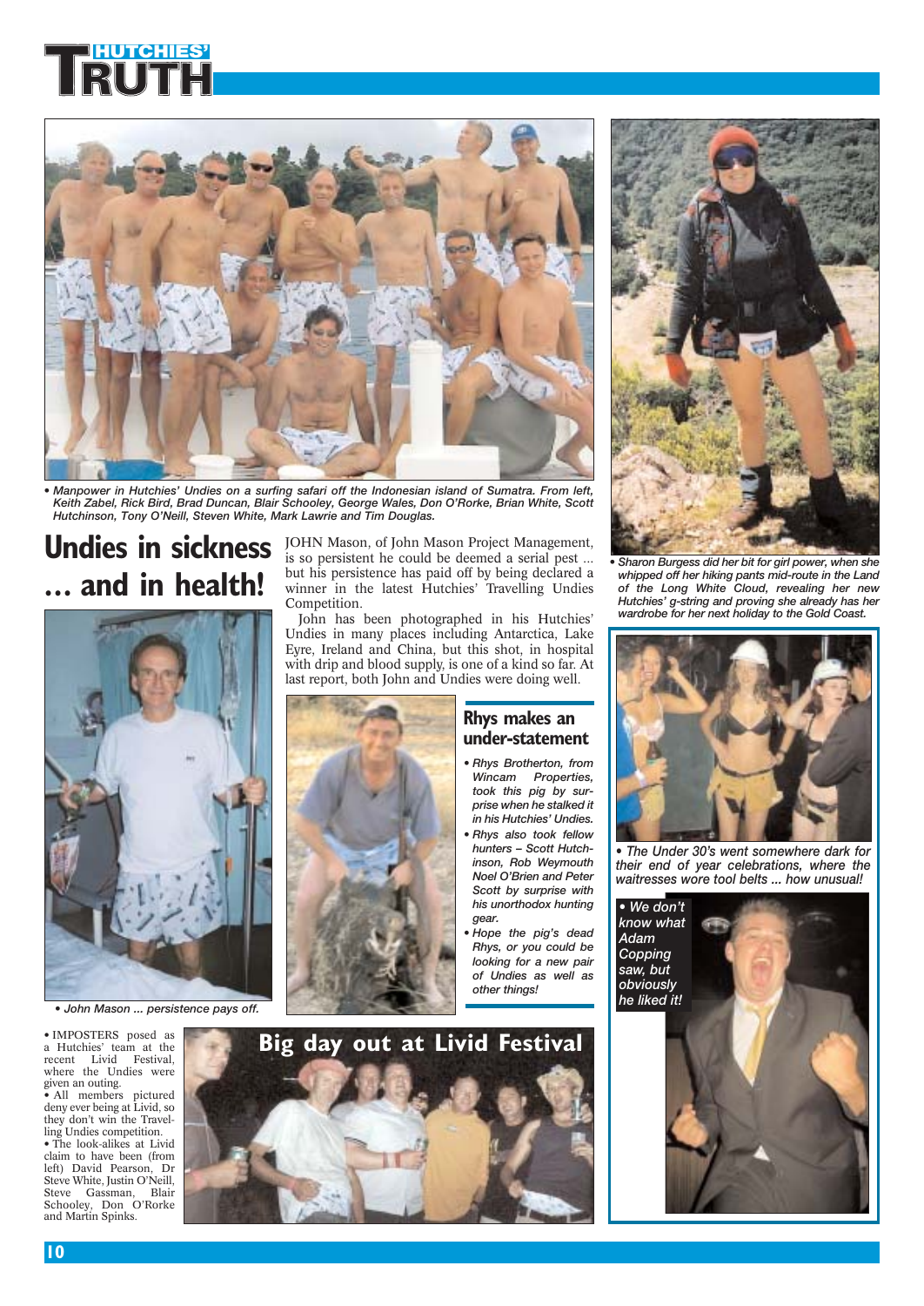# HUTCHIES' TRUTH

• Manpower in Hutchies' Undies on a surfing safari off the Indonesian island of Sumatra. From left, Keith Zabel, Rick Bird, Brad Duncan, Blair Schooley, George Wales, Don O'Rorke, Brian White, Scott Hutchinson, Tony O'Neill, Steven White, Mark Lawrie and Tim Douglas.

• Sharon Burgess did her bit for girl power, when she whipped off her hiking pants mid-route in the Land of the Long White Cloud, revealing her new Hutchies' g-string and proving she already has her wardrobe for her next holiday to the Gold Coast.

## Undies in sickness ... and in health!

JOHN Mason, of John Mason Project Management, is so persistent he could be deemed a serial pest ... but his persistence has paid off by being declared a winner in the latest Hutchies' Travelling Undies Competition.

John has been photographed in his Hutchies' Undies in many places including Antarctica, Lake Eyre, Ireland and China, but this shot, in hospital with drip and blood supply, is one of a kind so far. At last report, both John and Undies were doing well.

• John Mason ... persistence pays off.

## Rhys makes an under-statement

- Rhys Brotherton, from Wincam Properties, took this pig by surprise when he stalked it in his Hutchies' Undies.
- Rhys also took fellow hunters – Scott Hutchinson, Rob Weymouth Noel O'Brien and Peter Scott by surprise with his unorthodox hunting gear.
- Hope the pig's dead Rhys, or you could be looking for a new pair of Undies as well as other things!

• The Under 30's went somewhere dark for their end of year celebrations, where the waitresses wore tool belts ... how unusual!

• We don't know what Adam Copping saw, but obviously he liked it!

## Big day out at Livid Festival

- IMPOSTERS posed as a Hutchies' team at the recent Livid Festival, where the Undies were given an outing.
- All members pictured deny ever being at Livid, so they don't win the Travelling Undies competition.
- The look-alikes at Livid claim to have been (from left) David Pearson, Dr Steve White, Justin O'Neill, Steve Gassman, Blair Schooley, Don O'Rorke and Martin Spinks.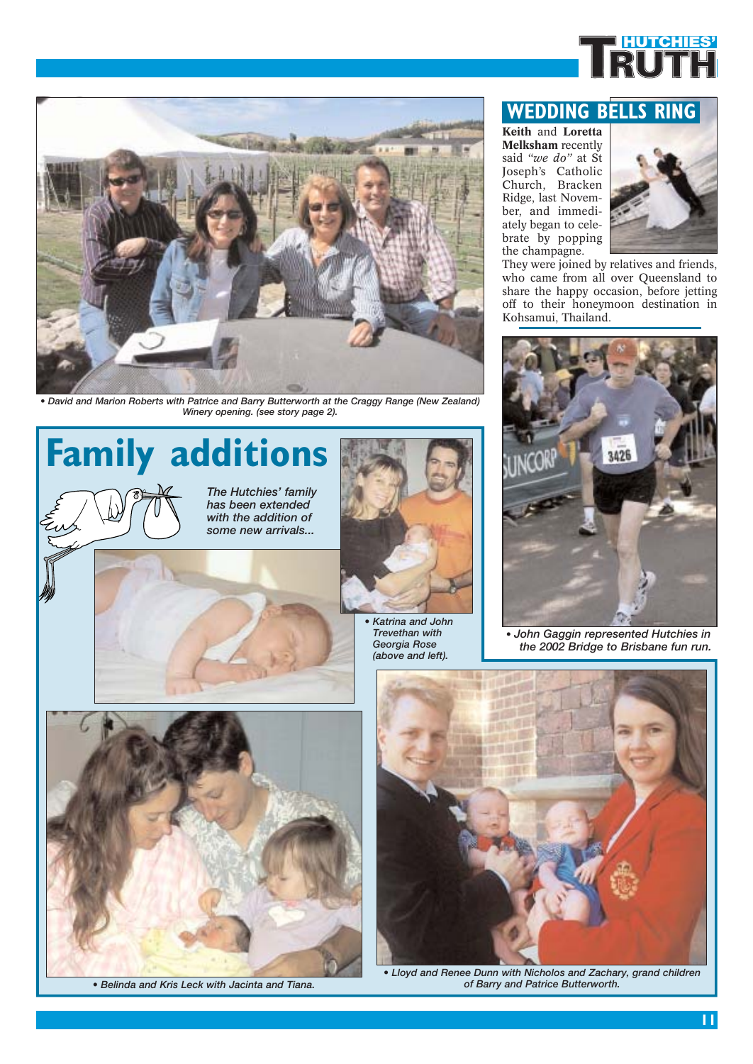• David and Marion Roberts with Patrice and Barry Butterworth at the Craggy Range (New Zealand) Winery opening. (see story page 2).

## WEDDING BELLS RING

**Keith** and **Loretta Melksham** recently said *"we do"* at St Joseph's Catholic Church, Bracken Ridge, last November, and immediately began to celebrate by popping the champagne.

They were joined by relatives and friends, who came from all over Queensland to share the happy occasion, before jetting off to their honeymoon destination in Kohsamui, Thailand.

• John Gaggin represented Hutchies in the 2002 Bridge to Brisbane fun run.

# Family additions

*The Hutchies' family has been extended with the addition of some new arrivals...*

• Katrina and John Trevethan with Georgia Rose (above and left).

• Belinda and Kris Leck with Jacinta and Tiana.

• Lloyd and Renee Dunn with Nicholos and Zachary, grand children of Barry and Patrice Butterworth.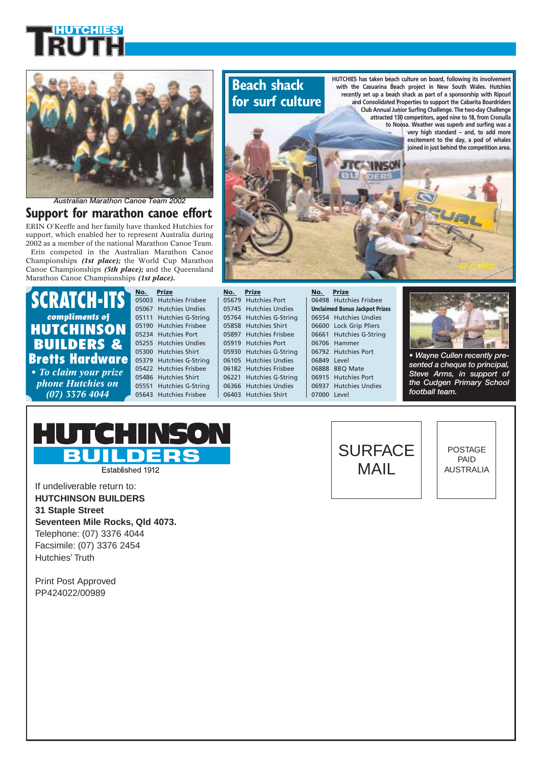## Support for marathon canoe effort

Australian Marathon Canoe Team 2002

ERIN O'Keeffe and her family have thanked Hutchies for support, which enabled her to represent Australia during 2002 as a member of the national Marathon Canoe Team.

Erin competed in the Australian Marathon Canoe Championships ***(1st place);*** the World Cup Marathon Canoe Championships ***(5th place);*** and the Queensland Marathon Canoe Championships ***(1st place).***

## Beach shack for surf culture

HUTCHIES has taken beach culture on board, following its involvement with the Casuarina Beach project in New South Wales. Hutchies recently set up a beach shack as part of a sponsorship with Ripcurl and Consolidated Properties to support the Cabarita Boardriders Club Annual Junior Surfing Challenge. The two-day Challenge attracted 130 competitors, aged nine to 18, from Cronulla to Noosa. Weather was superb and surfing was a very high standard – and, to add more excitement to the day, a pod of whales joined in just behind the competition area.

## SCRATCH-ITS

***compliments of***

**HUTCHINSON BUILDERS & Bretts Hardware**

*• To claim your prize phone Hutchies on (07) 3376 4044*

| No. | Prize |
|---|---|
| 05003 | Hutchies Frisbee |
| 05067 | Hutchies Undies |
| 05111 | Hutchies G-String |
| 05190 | Hutchies Frisbee |
| 05234 | Hutchies Port |
| 05255 | Hutchies Undies |
| 05300 | Hutchies Shirt |
| 05379 | Hutchies G-String |
| 05422 | Hutchies Frisbee |
| 05486 | Hutchies Shirt |
| 05551 | Hutchies G-String |
| 05643 | Hutchies Frisbee |
| 05679 | Hutchies Port |
| 05745 | Hutchies Undies |
| 05764 | Hutchies G-String |
| 05858 | Hutchies Shirt |
| 05897 | Hutchies Frisbee |
| 05919 | Hutchies Port |
| 05930 | Hutchies G-String |
| 06105 | Hutchies Undies |
| 06182 | Hutchies Frisbee |
| 06221 | Hutchies G-String |
| 06366 | Hutchies Undies |
| 06403 | Hutchies Shirt |
| 06498 | Hutchies Frisbee |
| **Unclaimed Bonus Jackpot Prizes** | |
| 06554 | Hutchies Undies |
| 06600 | Lock Grip Pliers |
| 06661 | Hutchies G-String |
| 06706 | Hammer |
| 06792 | Hutchies Port |
| 06849 | Level |
| 06888 | BBQ Mate |
| 06915 | Hutchies Port |
| 06937 | Hutchies Undies |
| 07000 | Level |

*• Wayne Cullen recently presented a cheque to principal, Steve Arms, in support of the Cudgen Primary School football team.*

**HUTCHINSON BUILDERS**

Established 1912

If undeliverable return to:
**HUTCHINSON BUILDERS**
**31 Staple Street**
**Seventeen Mile Rocks, Qld 4073.**
Telephone: (07) 3376 4044
Facsimile: (07) 3376 2454
Hutchies' Truth

Print Post Approved
PP424022/00989

SURFACE MAIL

POSTAGE PAID AUSTRALIA